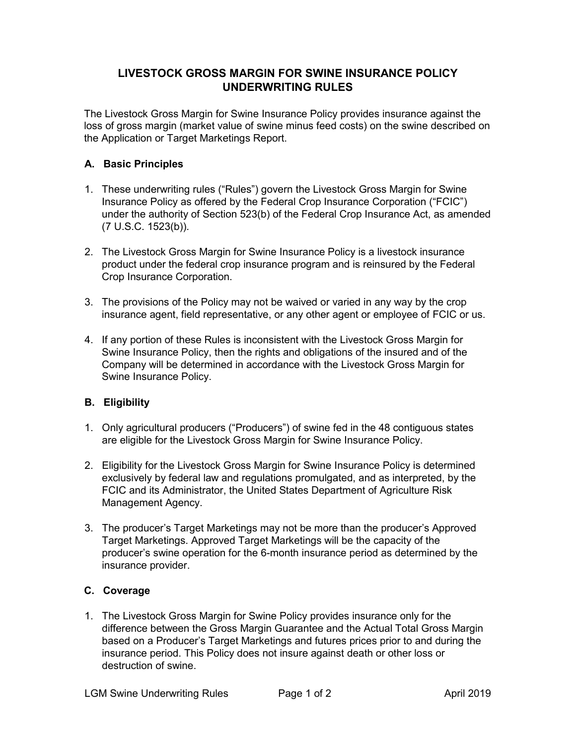# LIVESTOCK GROSS MARGIN FOR SWINE INSURANCE POLICY UNDERWRITING RULES

The Livestock Gross Margin for Swine Insurance Policy provides insurance against the loss of gross margin (market value of swine minus feed costs) on the swine described on the Application or Target Marketings Report.

## A. Basic Principles

1. These underwriting rules ("Rules") govern the Livestock Gross Margin for Swine Insurance Policy as offered by the Federal Crop Insurance Corporation ("FCIC") under the authority of Section 523(b) of the Federal Crop Insurance Act, as amended (7 U.S.C. 1523(b)).

2. The Livestock Gross Margin for Swine Insurance Policy is a livestock insurance product under the federal crop insurance program and is reinsured by the Federal Crop Insurance Corporation.

3. The provisions of the Policy may not be waived or varied in any way by the crop insurance agent, field representative, or any other agent or employee of FCIC or us.

4. If any portion of these Rules is inconsistent with the Livestock Gross Margin for Swine Insurance Policy, then the rights and obligations of the insured and of the Company will be determined in accordance with the Livestock Gross Margin for Swine Insurance Policy.

## B. Eligibility

1. Only agricultural producers ("Producers") of swine fed in the 48 contiguous states are eligible for the Livestock Gross Margin for Swine Insurance Policy.

2. Eligibility for the Livestock Gross Margin for Swine Insurance Policy is determined exclusively by federal law and regulations promulgated, and as interpreted, by the FCIC and its Administrator, the United States Department of Agriculture Risk Management Agency.

3. The producer's Target Marketings may not be more than the producer's Approved Target Marketings. Approved Target Marketings will be the capacity of the producer's swine operation for the 6-month insurance period as determined by the insurance provider.

## C. Coverage

1. The Livestock Gross Margin for Swine Policy provides insurance only for the difference between the Gross Margin Guarantee and the Actual Total Gross Margin based on a Producer's Target Marketings and futures prices prior to and during the insurance period. This Policy does not insure against death or other loss or destruction of swine.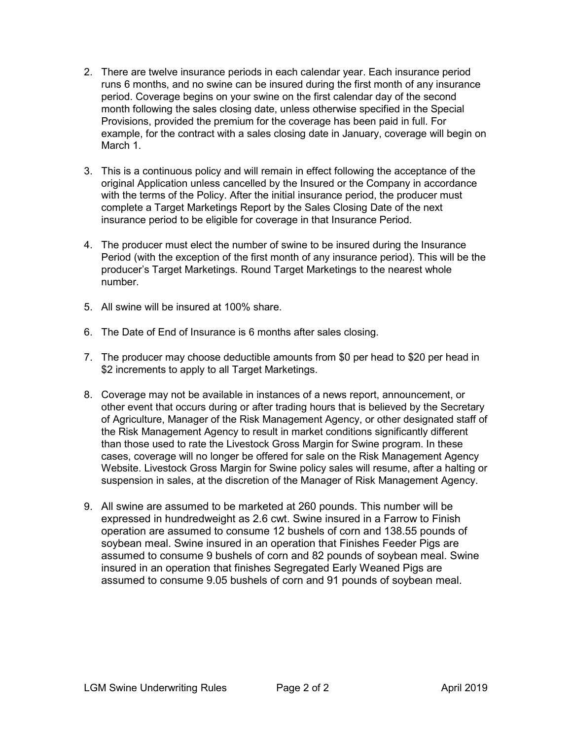2. There are twelve insurance periods in each calendar year. Each insurance period runs 6 months, and no swine can be insured during the first month of any insurance period. Coverage begins on your swine on the first calendar day of the second month following the sales closing date, unless otherwise specified in the Special Provisions, provided the premium for the coverage has been paid in full. For example, for the contract with a sales closing date in January, coverage will begin on March 1.

3. This is a continuous policy and will remain in effect following the acceptance of the original Application unless cancelled by the Insured or the Company in accordance with the terms of the Policy. After the initial insurance period, the producer must complete a Target Marketings Report by the Sales Closing Date of the next insurance period to be eligible for coverage in that Insurance Period.

4. The producer must elect the number of swine to be insured during the Insurance Period (with the exception of the first month of any insurance period). This will be the producer's Target Marketings. Round Target Marketings to the nearest whole number.

5. All swine will be insured at 100% share.

6. The Date of End of Insurance is 6 months after sales closing.

7. The producer may choose deductible amounts from $0 per head to $20 per head in $2 increments to apply to all Target Marketings.

8. Coverage may not be available in instances of a news report, announcement, or other event that occurs during or after trading hours that is believed by the Secretary of Agriculture, Manager of the Risk Management Agency, or other designated staff of the Risk Management Agency to result in market conditions significantly different than those used to rate the Livestock Gross Margin for Swine program. In these cases, coverage will no longer be offered for sale on the Risk Management Agency Website. Livestock Gross Margin for Swine policy sales will resume, after a halting or suspension in sales, at the discretion of the Manager of Risk Management Agency.

9. All swine are assumed to be marketed at 260 pounds. This number will be expressed in hundredweight as 2.6 cwt. Swine insured in a Farrow to Finish operation are assumed to consume 12 bushels of corn and 138.55 pounds of soybean meal. Swine insured in an operation that Finishes Feeder Pigs are assumed to consume 9 bushels of corn and 82 pounds of soybean meal. Swine insured in an operation that finishes Segregated Early Weaned Pigs are assumed to consume 9.05 bushels of corn and 91 pounds of soybean meal.